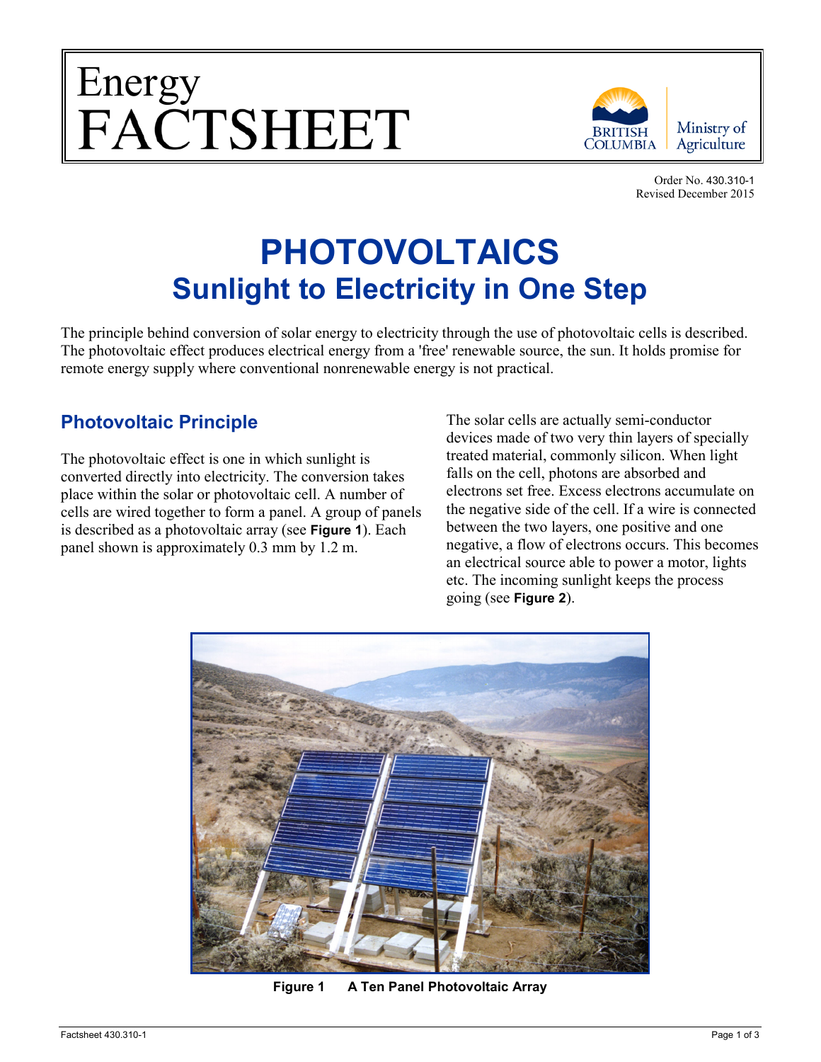# Energy FACTSHEET

British Columbia Ministry of Agriculture

Order No. 430.310-1
Revised December 2015

# PHOTOVOLTAICS
## Sunlight to Electricity in One Step

The principle behind conversion of solar energy to electricity through the use of photovoltaic cells is described. The photovoltaic effect produces electrical energy from a 'free' renewable source, the sun. It holds promise for remote energy supply where conventional nonrenewable energy is not practical.

## Photovoltaic Principle

The photovoltaic effect is one in which sunlight is converted directly into electricity. The conversion takes place within the solar or photovoltaic cell. A number of cells are wired together to form a panel. A group of panels is described as a photovoltaic array (see **Figure 1**). Each panel shown is approximately 0.3 mm by 1.2 m.

The solar cells are actually semi-conductor devices made of two very thin layers of specially treated material, commonly silicon. When light falls on the cell, photons are absorbed and electrons set free. Excess electrons accumulate on the negative side of the cell. If a wire is connected between the two layers, one positive and one negative, a flow of electrons occurs. This becomes an electrical source able to power a motor, lights etc. The incoming sunlight keeps the process going (see **Figure 2**).

**Figure 1 A Ten Panel Photovoltaic Array**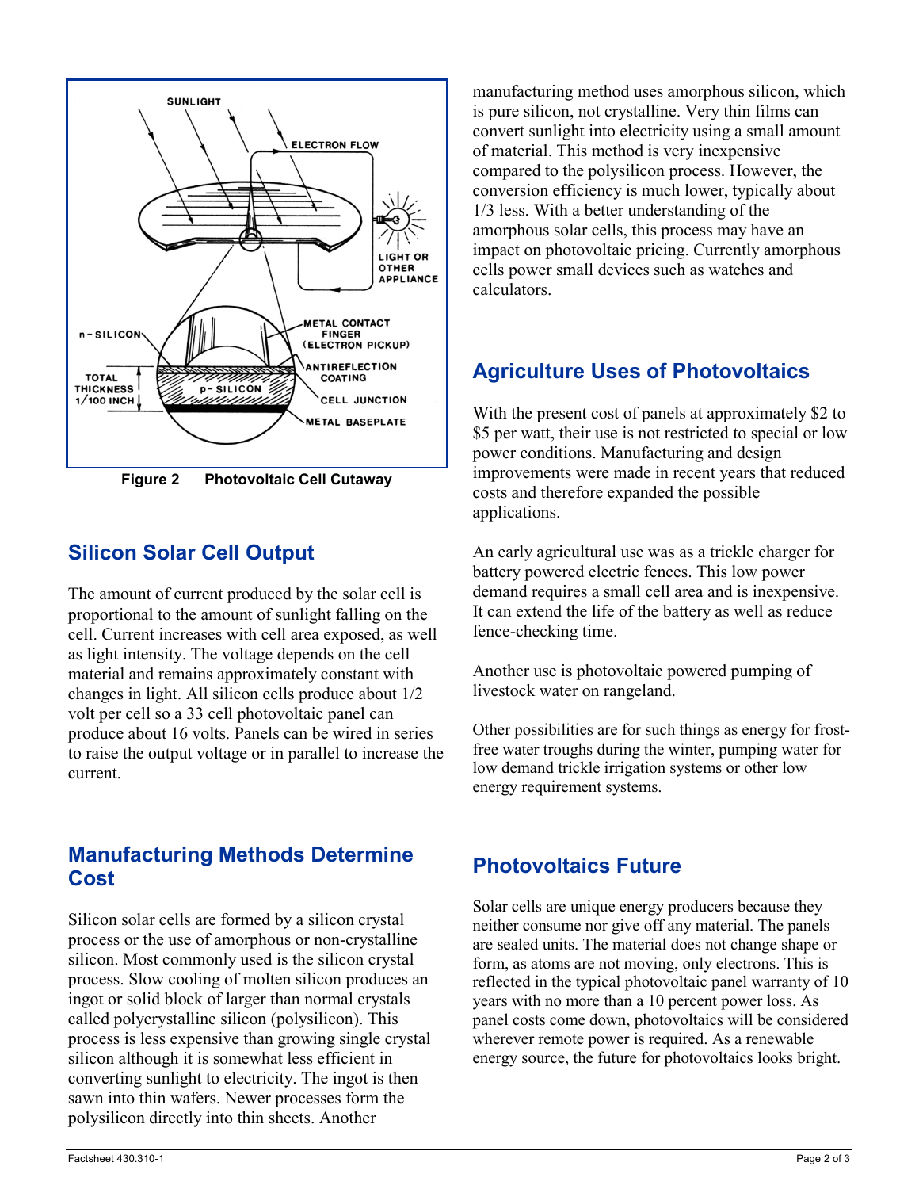Figure 2 Photovoltaic Cell Cutaway

## Silicon Solar Cell Output

The amount of current produced by the solar cell is proportional to the amount of sunlight falling on the cell. Current increases with cell area exposed, as well as light intensity. The voltage depends on the cell material and remains approximately constant with changes in light. All silicon cells produce about 1/2 volt per cell so a 33 cell photovoltaic panel can produce about 16 volts. Panels can be wired in series to raise the output voltage or in parallel to increase the current.

## Manufacturing Methods Determine Cost

Silicon solar cells are formed by a silicon crystal process or the use of amorphous or non-crystalline silicon. Most commonly used is the silicon crystal process. Slow cooling of molten silicon produces an ingot or solid block of larger than normal crystals called polycrystalline silicon (polysilicon). This process is less expensive than growing single crystal silicon although it is somewhat less efficient in converting sunlight to electricity. The ingot is then sawn into thin wafers. Newer processes form the polysilicon directly into thin sheets. Another manufacturing method uses amorphous silicon, which is pure silicon, not crystalline. Very thin films can convert sunlight into electricity using a small amount of material. This method is very inexpensive compared to the polysilicon process. However, the conversion efficiency is much lower, typically about 1/3 less. With a better understanding of the amorphous solar cells, this process may have an impact on photovoltaic pricing. Currently amorphous cells power small devices such as watches and calculators.

## Agriculture Uses of Photovoltaics

With the present cost of panels at approximately $2 to $5 per watt, their use is not restricted to special or low power conditions. Manufacturing and design improvements were made in recent years that reduced costs and therefore expanded the possible applications.

An early agricultural use was as a trickle charger for battery powered electric fences. This low power demand requires a small cell area and is inexpensive. It can extend the life of the battery as well as reduce fence-checking time.

Another use is photovoltaic powered pumping of livestock water on rangeland.

Other possibilities are for such things as energy for frost-free water troughs during the winter, pumping water for low demand trickle irrigation systems or other low energy requirement systems.

## Photovoltaics Future

Solar cells are unique energy producers because they neither consume nor give off any material. The panels are sealed units. The material does not change shape or form, as atoms are not moving, only electrons. This is reflected in the typical photovoltaic panel warranty of 10 years with no more than a 10 percent power loss. As panel costs come down, photovoltaics will be considered wherever remote power is required. As a renewable energy source, the future for photovoltaics looks bright.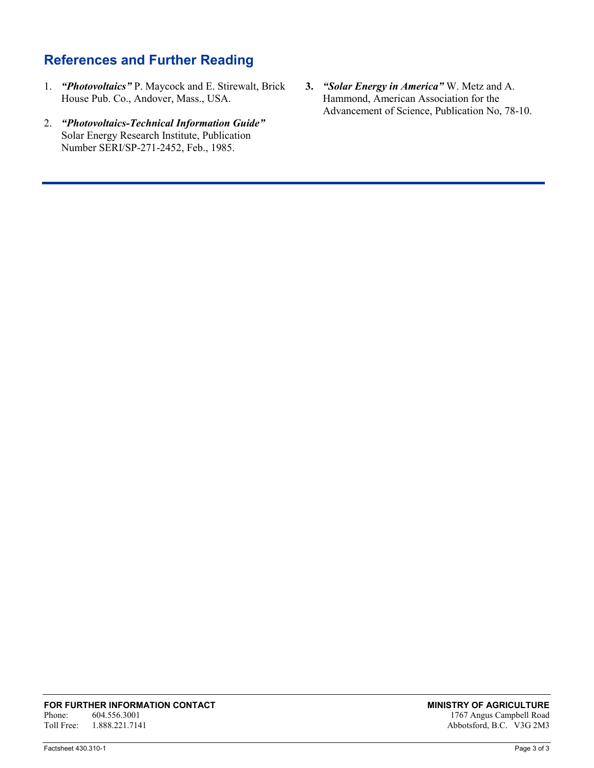## References and Further Reading

1. ***"Photovoltaics"*** P. Maycock and E. Stirewalt, Brick House Pub. Co., Andover, Mass., USA.

2. ***"Photovoltaics-Technical Information Guide"*** Solar Energy Research Institute, Publication Number SERI/SP-271-2452, Feb., 1985.

3. ***"Solar Energy in America"*** W. Metz and A. Hammond, American Association for the Advancement of Science, Publication No, 78-10.

**FOR FURTHER INFORMATION CONTACT**
Phone: 604.556.3001
Toll Free: 1.888.221.7141

**MINISTRY OF AGRICULTURE**
1767 Angus Campbell Road
Abbotsford, B.C. V3G 2M3

Factsheet 430.310-1